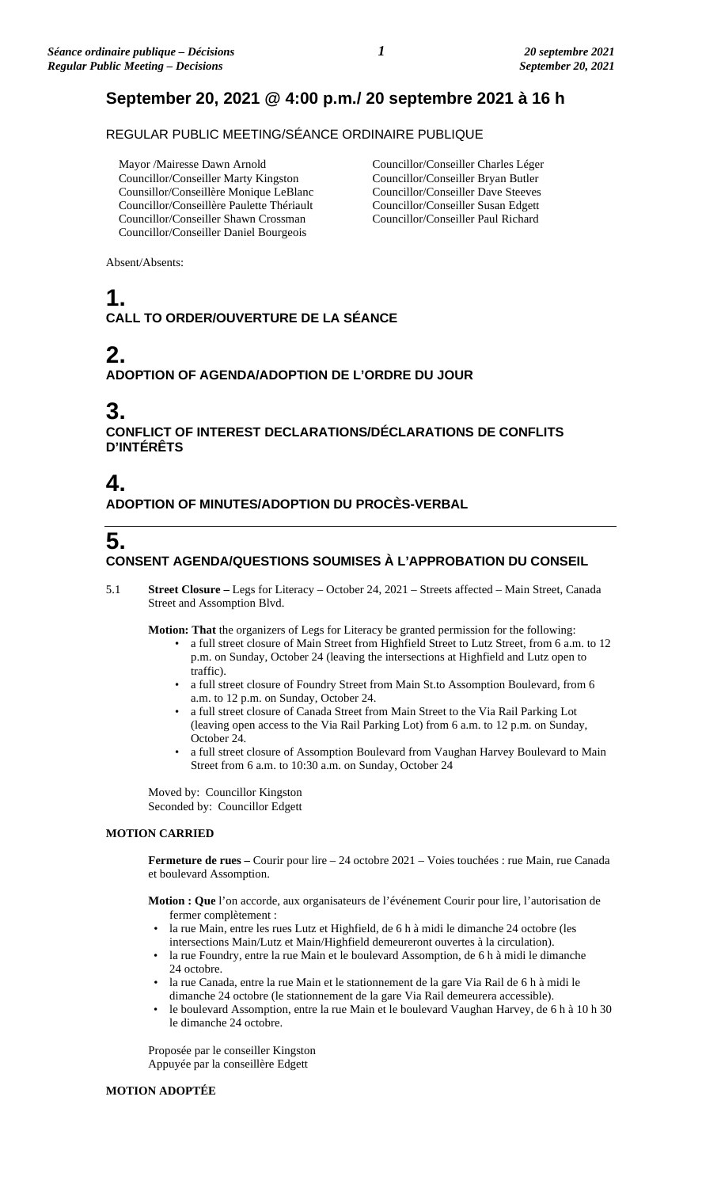# September 20, 2021 @ 4:00 p.m./ 20 septembre 2021 à 16 h

REGULAR PUBLIC MEETING/SÉANCE ORDINAIRE PUBLIQUE

Mayor /Mairesse Dawn Arnold
Councillor/Conseiller Marty Kingston
Counsillor/Conseillère Monique LeBlanc
Councillor/Conseillère Paulette Thériault
Councillor/Conseiller Shawn Crossman
Councillor/Conseiller Daniel Bourgeois
Councillor/Conseiller Charles Léger
Councillor/Conseiller Bryan Butler
Councillor/Conseiller Dave Steeves
Councillor/Conseiller Susan Edgett
Councillor/Conseiller Paul Richard

Absent/Absents:

## 1.
### CALL TO ORDER/OUVERTURE DE LA SÉANCE

## 2.
### ADOPTION OF AGENDA/ADOPTION DE L'ORDRE DU JOUR

## 3.
### CONFLICT OF INTEREST DECLARATIONS/DÉCLARATIONS DE CONFLITS D'INTÉRÊTS

## 4.
### ADOPTION OF MINUTES/ADOPTION DU PROCÈS-VERBAL

## 5.
### CONSENT AGENDA/QUESTIONS SOUMISES À L'APPROBATION DU CONSEIL

5.1 **Street Closure –** Legs for Literacy – October 24, 2021 – Streets affected – Main Street, Canada Street and Assomption Blvd.

**Motion: That** the organizers of Legs for Literacy be granted permission for the following:

- a full street closure of Main Street from Highfield Street to Lutz Street, from 6 a.m. to 12 p.m. on Sunday, October 24 (leaving the intersections at Highfield and Lutz open to traffic).
- a full street closure of Foundry Street from Main St.to Assomption Boulevard, from 6 a.m. to 12 p.m. on Sunday, October 24.
- a full street closure of Canada Street from Main Street to the Via Rail Parking Lot (leaving open access to the Via Rail Parking Lot) from 6 a.m. to 12 p.m. on Sunday, October 24.
- a full street closure of Assomption Boulevard from Vaughan Harvey Boulevard to Main Street from 6 a.m. to 10:30 a.m. on Sunday, October 24

Moved by: Councillor Kingston
Seconded by: Councillor Edgett

**MOTION CARRIED**

**Fermeture de rues –** Courir pour lire – 24 octobre 2021 – Voies touchées : rue Main, rue Canada et boulevard Assomption.

**Motion : Que** l'on accorde, aux organisateurs de l'événement Courir pour lire, l'autorisation de fermer complètement :

- la rue Main, entre les rues Lutz et Highfield, de 6 h à midi le dimanche 24 octobre (les intersections Main/Lutz et Main/Highfield demeureront ouvertes à la circulation).
- la rue Foundry, entre la rue Main et le boulevard Assomption, de 6 h à midi le dimanche 24 octobre.
- la rue Canada, entre la rue Main et le stationnement de la gare Via Rail de 6 h à midi le dimanche 24 octobre (le stationnement de la gare Via Rail demeurera accessible).
- le boulevard Assomption, entre la rue Main et le boulevard Vaughan Harvey, de 6 h à 10 h 30 le dimanche 24 octobre.

Proposée par le conseiller Kingston
Appuyée par la conseillère Edgett

**MOTION ADOPTÉE**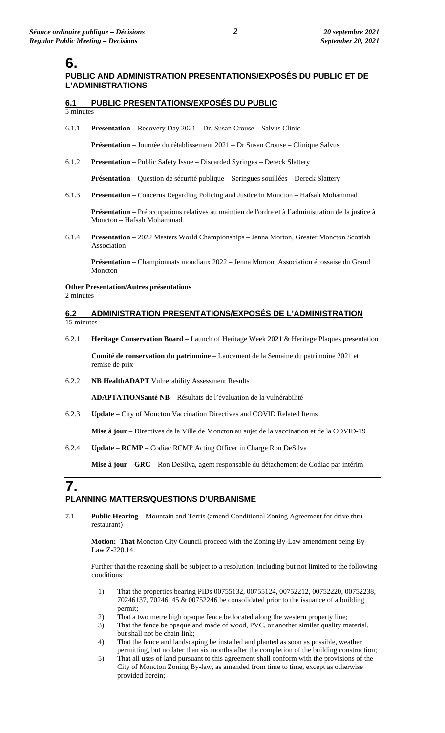# 6.

## PUBLIC AND ADMINISTRATION PRESENTATIONS/EXPOSÉS DU PUBLIC ET DE L'ADMINISTRATIONS

### 6.1 PUBLIC PRESENTATIONS/EXPOSÉS DU PUBLIC

5 minutes

6.1.1 **Presentation** – Recovery Day 2021 – Dr. Susan Crouse – Salvus Clinic

**Présentation** – Journée du rétablissement 2021 – Dr Susan Crouse – Clinique Salvus

6.1.2 **Presentation** – Public Safety Issue – Discarded Syringes – Dereck Slattery

**Présentation** – Question de sécurité publique – Seringues souillées – Dereck Slattery

6.1.3 **Presentation** – Concerns Regarding Policing and Justice in Moncton – Hafsah Mohammad

**Présentation** – Préoccupations relatives au maintien de l'ordre et à l'administration de la justice à Moncton – Hafsah Mohammad

6.1.4 **Presentation** – 2022 Masters World Championships – Jenna Morton, Greater Moncton Scottish Association

**Présentation** – Championnats mondiaux 2022 – Jenna Morton, Association écossaise du Grand Moncton

**Other Presentation/Autres présentations**

2 minutes

### 6.2 ADMINISTRATION PRESENTATIONS/EXPOSÉS DE L'ADMINISTRATION

15 minutes

6.2.1 **Heritage Conservation Board** – Launch of Heritage Week 2021 & Heritage Plaques presentation

**Comité de conservation du patrimoine** – Lancement de la Semaine du patrimoine 2021 et remise de prix

6.2.2 **NB HealthADAPT** Vulnerability Assessment Results

**ADAPTATIONSanté NB** – Résultats de l'évaluation de la vulnérabilité

6.2.3 **Update** – City of Moncton Vaccination Directives and COVID Related Items

**Mise à jour** – Directives de la Ville de Moncton au sujet de la vaccination et de la COVID-19

6.2.4 **Update** – **RCMP** – Codiac RCMP Acting Officer in Charge Ron DeSilva

**Mise à jour** – **GRC** – Ron DeSilva, agent responsable du détachement de Codiac par intérim

# 7.

## PLANNING MATTERS/QUESTIONS D'URBANISME

7.1 **Public Hearing** – Mountain and Terris (amend Conditional Zoning Agreement for drive thru restaurant)

**Motion: That** Moncton City Council proceed with the Zoning By-Law amendment being By-Law Z-220.14.

Further that the rezoning shall be subject to a resolution, including but not limited to the following conditions:

1) That the properties bearing PIDs 00755132, 00755124, 00752212, 00752220, 00752238, 70246137, 70246145 & 00752246 be consolidated prior to the issuance of a building permit;
2) That a two metre high opaque fence be located along the western property line;
3) That the fence be opaque and made of wood, PVC, or another similar quality material, but shall not be chain link;
4) That the fence and landscaping be installed and planted as soon as possible, weather permitting, but no later than six months after the completion of the building construction;
5) That all uses of land pursuant to this agreement shall conform with the provisions of the City of Moncton Zoning By-law, as amended from time to time, except as otherwise provided herein;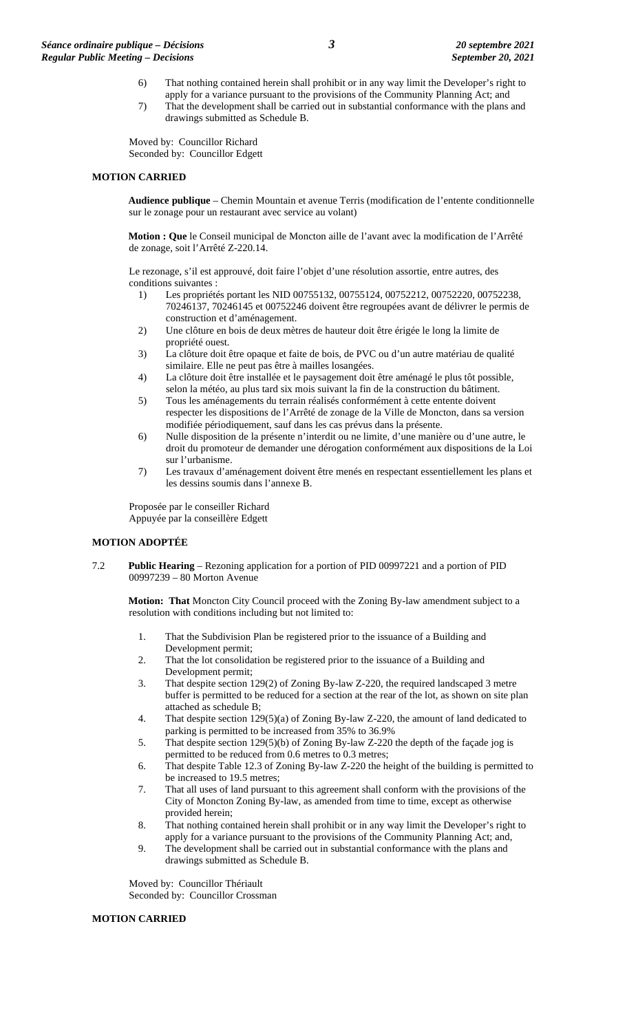6) That nothing contained herein shall prohibit or in any way limit the Developer's right to apply for a variance pursuant to the provisions of the Community Planning Act; and
7) That the development shall be carried out in substantial conformance with the plans and drawings submitted as Schedule B.

Moved by: Councillor Richard
Seconded by: Councillor Edgett

**MOTION CARRIED**

**Audience publique** – Chemin Mountain et avenue Terris (modification de l'entente conditionnelle sur le zonage pour un restaurant avec service au volant)

**Motion : Que** le Conseil municipal de Moncton aille de l'avant avec la modification de l'Arrêté de zonage, soit l'Arrêté Z-220.14.

Le rezonage, s'il est approuvé, doit faire l'objet d'une résolution assortie, entre autres, des conditions suivantes :

1) Les propriétés portant les NID 00755132, 00755124, 00752212, 00752220, 00752238, 70246137, 70246145 et 00752246 doivent être regroupées avant de délivrer le permis de construction et d'aménagement.
2) Une clôture en bois de deux mètres de hauteur doit être érigée le long la limite de propriété ouest.
3) La clôture doit être opaque et faite de bois, de PVC ou d'un autre matériau de qualité similaire. Elle ne peut pas être à mailles losangées.
4) La clôture doit être installée et le paysagement doit être aménagé le plus tôt possible, selon la météo, au plus tard six mois suivant la fin de la construction du bâtiment.
5) Tous les aménagements du terrain réalisés conformément à cette entente doivent respecter les dispositions de l'Arrêté de zonage de la Ville de Moncton, dans sa version modifiée périodiquement, sauf dans les cas prévus dans la présente.
6) Nulle disposition de la présente n'interdit ou ne limite, d'une manière ou d'une autre, le droit du promoteur de demander une dérogation conformément aux dispositions de la Loi sur l'urbanisme.
7) Les travaux d'aménagement doivent être menés en respectant essentiellement les plans et les dessins soumis dans l'annexe B.

Proposée par le conseiller Richard
Appuyée par la conseillère Edgett

**MOTION ADOPTÉE**

7.2 **Public Hearing** – Rezoning application for a portion of PID 00997221 and a portion of PID 00997239 – 80 Morton Avenue

**Motion: That** Moncton City Council proceed with the Zoning By-law amendment subject to a resolution with conditions including but not limited to:

1. That the Subdivision Plan be registered prior to the issuance of a Building and Development permit;
2. That the lot consolidation be registered prior to the issuance of a Building and Development permit;
3. That despite section 129(2) of Zoning By-law Z-220, the required landscaped 3 metre buffer is permitted to be reduced for a section at the rear of the lot, as shown on site plan attached as schedule B;
4. That despite section 129(5)(a) of Zoning By-law Z-220, the amount of land dedicated to parking is permitted to be increased from 35% to 36.9%
5. That despite section 129(5)(b) of Zoning By-law Z-220 the depth of the façade jog is permitted to be reduced from 0.6 metres to 0.3 metres;
6. That despite Table 12.3 of Zoning By-law Z-220 the height of the building is permitted to be increased to 19.5 metres;
7. That all uses of land pursuant to this agreement shall conform with the provisions of the City of Moncton Zoning By-law, as amended from time to time, except as otherwise provided herein;
8. That nothing contained herein shall prohibit or in any way limit the Developer's right to apply for a variance pursuant to the provisions of the Community Planning Act; and,
9. The development shall be carried out in substantial conformance with the plans and drawings submitted as Schedule B.

Moved by: Councillor Thériault
Seconded by: Councillor Crossman

**MOTION CARRIED**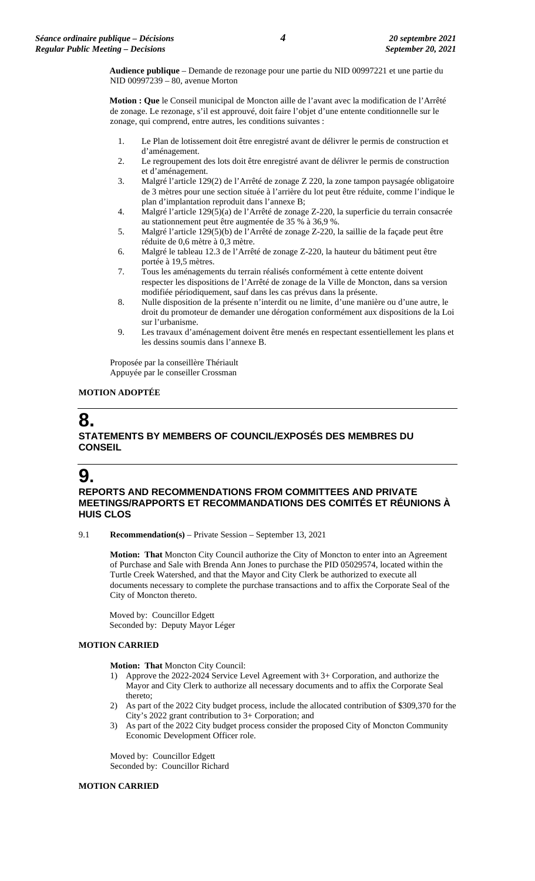**Audience publique** – Demande de rezonage pour une partie du NID 00997221 et une partie du NID 00997239 – 80, avenue Morton

**Motion : Que** le Conseil municipal de Moncton aille de l'avant avec la modification de l'Arrêté de zonage. Le rezonage, s'il est approuvé, doit faire l'objet d'une entente conditionnelle sur le zonage, qui comprend, entre autres, les conditions suivantes :

1. Le Plan de lotissement doit être enregistré avant de délivrer le permis de construction et d'aménagement.
2. Le regroupement des lots doit être enregistré avant de délivrer le permis de construction et d'aménagement.
3. Malgré l'article 129(2) de l'Arrêté de zonage Z 220, la zone tampon paysagée obligatoire de 3 mètres pour une section située à l'arrière du lot peut être réduite, comme l'indique le plan d'implantation reproduit dans l'annexe B;
4. Malgré l'article 129(5)(a) de l'Arrêté de zonage Z-220, la superficie du terrain consacrée au stationnement peut être augmentée de 35 % à 36,9 %.
5. Malgré l'article 129(5)(b) de l'Arrêté de zonage Z-220, la saillie de la façade peut être réduite de 0,6 mètre à 0,3 mètre.
6. Malgré le tableau 12.3 de l'Arrêté de zonage Z-220, la hauteur du bâtiment peut être portée à 19,5 mètres.
7. Tous les aménagements du terrain réalisés conformément à cette entente doivent respecter les dispositions de l'Arrêté de zonage de la Ville de Moncton, dans sa version modifiée périodiquement, sauf dans les cas prévus dans la présente.
8. Nulle disposition de la présente n'interdit ou ne limite, d'une manière ou d'une autre, le droit du promoteur de demander une dérogation conformément aux dispositions de la Loi sur l'urbanisme.
9. Les travaux d'aménagement doivent être menés en respectant essentiellement les plans et les dessins soumis dans l'annexe B.

Proposée par la conseillère Thériault
Appuyée par le conseiller Crossman

**MOTION ADOPTÉE**

# 8.

## STATEMENTS BY MEMBERS OF COUNCIL/EXPOSÉS DES MEMBRES DU CONSEIL

# 9.

## REPORTS AND RECOMMENDATIONS FROM COMMITTEES AND PRIVATE MEETINGS/RAPPORTS ET RECOMMANDATIONS DES COMITÉS ET RÉUNIONS À HUIS CLOS

9.1 **Recommendation(s)** – Private Session – September 13, 2021

**Motion: That** Moncton City Council authorize the City of Moncton to enter into an Agreement of Purchase and Sale with Brenda Ann Jones to purchase the PID 05029574, located within the Turtle Creek Watershed, and that the Mayor and City Clerk be authorized to execute all documents necessary to complete the purchase transactions and to affix the Corporate Seal of the City of Moncton thereto.

Moved by: Councillor Edgett
Seconded by: Deputy Mayor Léger

**MOTION CARRIED**

**Motion: That** Moncton City Council:

1) Approve the 2022-2024 Service Level Agreement with 3+ Corporation, and authorize the Mayor and City Clerk to authorize all necessary documents and to affix the Corporate Seal thereto;
2) As part of the 2022 City budget process, include the allocated contribution of $309,370 for the City's 2022 grant contribution to 3+ Corporation; and
3) As part of the 2022 City budget process consider the proposed City of Moncton Community Economic Development Officer role.

Moved by: Councillor Edgett
Seconded by: Councillor Richard

**MOTION CARRIED**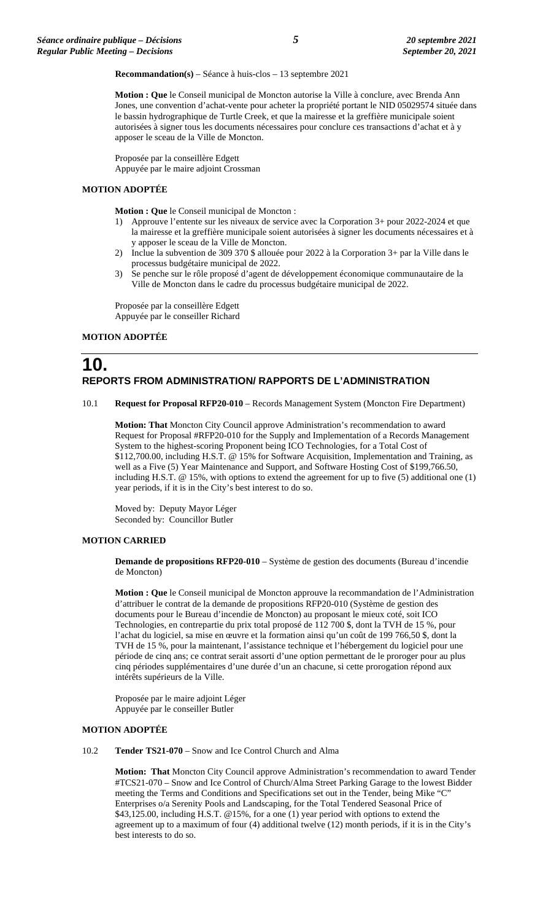**Recommandation(s)** – Séance à huis-clos – 13 septembre 2021

**Motion : Que** le Conseil municipal de Moncton autorise la Ville à conclure, avec Brenda Ann Jones, une convention d'achat-vente pour acheter la propriété portant le NID 05029574 située dans le bassin hydrographique de Turtle Creek, et que la mairesse et la greffière municipale soient autorisées à signer tous les documents nécessaires pour conclure ces transactions d'achat et à y apposer le sceau de la Ville de Moncton.

Proposée par la conseillère Edgett
Appuyée par le maire adjoint Crossman

**MOTION ADOPTÉE**

**Motion : Que** le Conseil municipal de Moncton :

1) Approuve l'entente sur les niveaux de service avec la Corporation 3+ pour 2022-2024 et que la mairesse et la greffière municipale soient autorisées à signer les documents nécessaires et à y apposer le sceau de la Ville de Moncton.
2) Inclue la subvention de 309 370 $ allouée pour 2022 à la Corporation 3+ par la Ville dans le processus budgétaire municipal de 2022.
3) Se penche sur le rôle proposé d'agent de développement économique communautaire de la Ville de Moncton dans le cadre du processus budgétaire municipal de 2022.

Proposée par la conseillère Edgett
Appuyée par le conseiller Richard

**MOTION ADOPTÉE**

# 10.
## REPORTS FROM ADMINISTRATION/ RAPPORTS DE L'ADMINISTRATION

10.1 **Request for Proposal RFP20-010** – Records Management System (Moncton Fire Department)

**Motion: That** Moncton City Council approve Administration's recommendation to award Request for Proposal #RFP20-010 for the Supply and Implementation of a Records Management System to the highest-scoring Proponent being ICO Technologies, for a Total Cost of $112,700.00, including H.S.T. @ 15% for Software Acquisition, Implementation and Training, as well as a Five (5) Year Maintenance and Support, and Software Hosting Cost of $199,766.50, including H.S.T. @ 15%, with options to extend the agreement for up to five (5) additional one (1) year periods, if it is in the City's best interest to do so.

Moved by: Deputy Mayor Léger
Seconded by: Councillor Butler

**MOTION CARRIED**

**Demande de propositions RFP20-010** – Système de gestion des documents (Bureau d'incendie de Moncton)

**Motion : Que** le Conseil municipal de Moncton approuve la recommandation de l'Administration d'attribuer le contrat de la demande de propositions RFP20-010 (Système de gestion des documents pour le Bureau d'incendie de Moncton) au proposant le mieux coté, soit ICO Technologies, en contrepartie du prix total proposé de 112 700 $, dont la TVH de 15 %, pour l'achat du logiciel, sa mise en œuvre et la formation ainsi qu'un coût de 199 766,50 $, dont la TVH de 15 %, pour la maintenant, l'assistance technique et l'hébergement du logiciel pour une période de cinq ans; ce contrat serait assorti d'une option permettant de le proroger pour au plus cinq périodes supplémentaires d'une durée d'un an chacune, si cette prorogation répond aux intérêts supérieurs de la Ville.

Proposée par le maire adjoint Léger
Appuyée par le conseiller Butler

**MOTION ADOPTÉE**

10.2 **Tender TS21-070** – Snow and Ice Control Church and Alma

**Motion: That** Moncton City Council approve Administration's recommendation to award Tender #TCS21-070 – Snow and Ice Control of Church/Alma Street Parking Garage to the lowest Bidder meeting the Terms and Conditions and Specifications set out in the Tender, being Mike "C" Enterprises o/a Serenity Pools and Landscaping, for the Total Tendered Seasonal Price of $43,125.00, including H.S.T. @15%, for a one (1) year period with options to extend the agreement up to a maximum of four (4) additional twelve (12) month periods, if it is in the City's best interests to do so.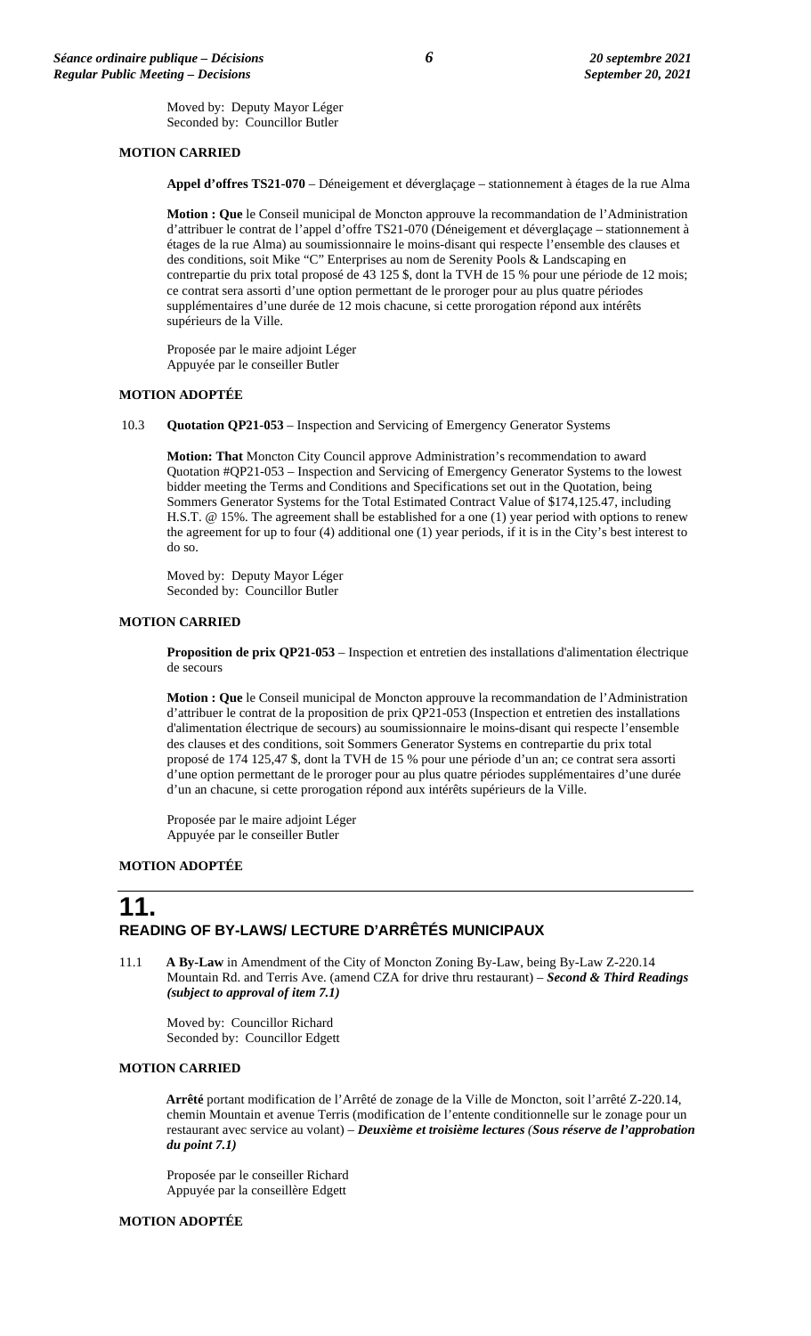Moved by: Deputy Mayor Léger
Seconded by: Councillor Butler

**MOTION CARRIED**

**Appel d'offres TS21-070** – Déneigement et déverglaçage – stationnement à étages de la rue Alma

**Motion : Que** le Conseil municipal de Moncton approuve la recommandation de l'Administration d'attribuer le contrat de l'appel d'offre TS21-070 (Déneigement et déverglaçage – stationnement à étages de la rue Alma) au soumissionnaire le moins-disant qui respecte l'ensemble des clauses et des conditions, soit Mike "C" Enterprises au nom de Serenity Pools & Landscaping en contrepartie du prix total proposé de 43 125 $, dont la TVH de 15 % pour une période de 12 mois; ce contrat sera assorti d'une option permettant de le proroger pour au plus quatre périodes supplémentaires d'une durée de 12 mois chacune, si cette prorogation répond aux intérêts supérieurs de la Ville.

Proposée par le maire adjoint Léger
Appuyée par le conseiller Butler

**MOTION ADOPTÉE**

10.3 **Quotation QP21-053** – Inspection and Servicing of Emergency Generator Systems

**Motion: That** Moncton City Council approve Administration's recommendation to award Quotation #QP21-053 – Inspection and Servicing of Emergency Generator Systems to the lowest bidder meeting the Terms and Conditions and Specifications set out in the Quotation, being Sommers Generator Systems for the Total Estimated Contract Value of $174,125.47, including H.S.T. @ 15%. The agreement shall be established for a one (1) year period with options to renew the agreement for up to four (4) additional one (1) year periods, if it is in the City's best interest to do so.

Moved by: Deputy Mayor Léger
Seconded by: Councillor Butler

**MOTION CARRIED**

**Proposition de prix QP21-053** – Inspection et entretien des installations d'alimentation électrique de secours

**Motion : Que** le Conseil municipal de Moncton approuve la recommandation de l'Administration d'attribuer le contrat de la proposition de prix QP21-053 (Inspection et entretien des installations d'alimentation électrique de secours) au soumissionnaire le moins-disant qui respecte l'ensemble des clauses et des conditions, soit Sommers Generator Systems en contrepartie du prix total proposé de 174 125,47 $, dont la TVH de 15 % pour une période d'un an; ce contrat sera assorti d'une option permettant de le proroger pour au plus quatre périodes supplémentaires d'une durée d'un an chacune, si cette prorogation répond aux intérêts supérieurs de la Ville.

Proposée par le maire adjoint Léger
Appuyée par le conseiller Butler

**MOTION ADOPTÉE**

# 11. READING OF BY-LAWS/ LECTURE D'ARRÊTÉS MUNICIPAUX

11.1 **A By-Law** in Amendment of the City of Moncton Zoning By-Law, being By-Law Z-220.14 Mountain Rd. and Terris Ave. (amend CZA for drive thru restaurant) – ***Second & Third Readings (subject to approval of item 7.1)***

Moved by: Councillor Richard
Seconded by: Councillor Edgett

**MOTION CARRIED**

**Arrêté** portant modification de l'Arrêté de zonage de la Ville de Moncton, soit l'arrêté Z-220.14, chemin Mountain et avenue Terris (modification de l'entente conditionnelle sur le zonage pour un restaurant avec service au volant) – ***Deuxième et troisième lectures (Sous réserve de l'approbation du point 7.1)***

Proposée par le conseiller Richard
Appuyée par la conseillère Edgett

**MOTION ADOPTÉE**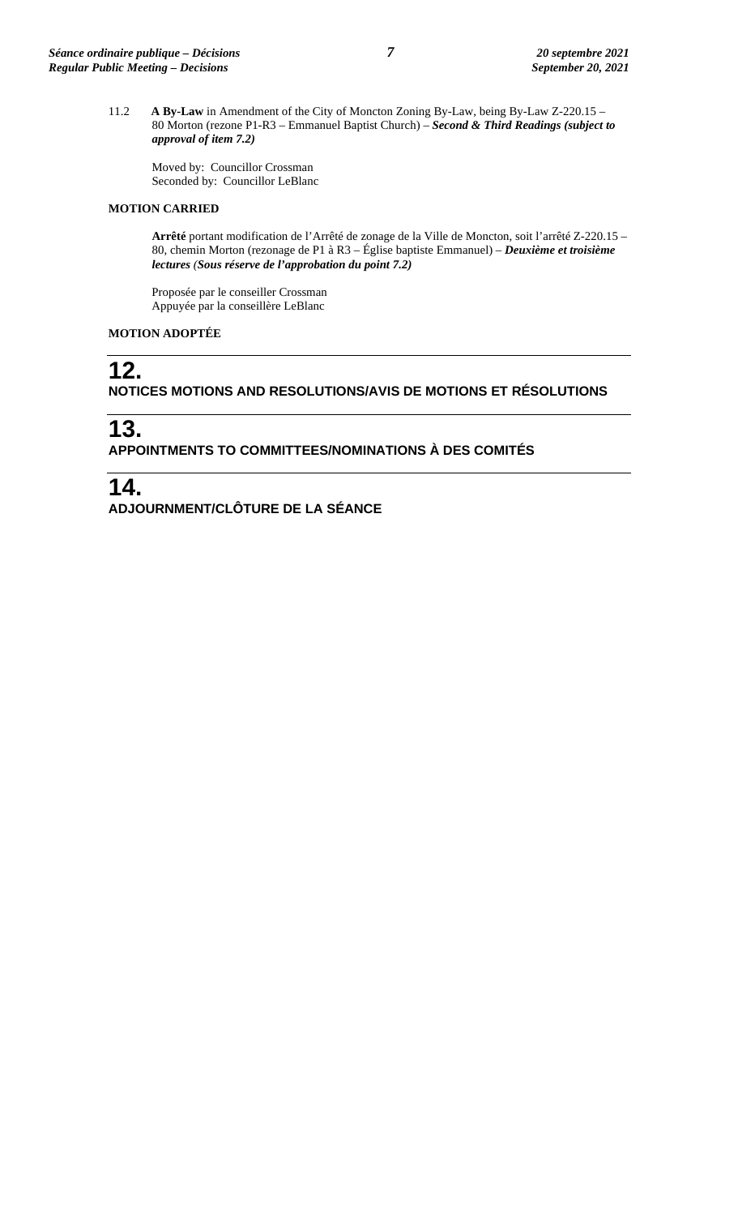11.2 **A By-Law** in Amendment of the City of Moncton Zoning By-Law, being By-Law Z-220.15 – 80 Morton (rezone P1-R3 – Emmanuel Baptist Church) – ***Second & Third Readings (subject to approval of item 7.2)***

Moved by: Councillor Crossman
Seconded by: Councillor LeBlanc

**MOTION CARRIED**

**Arrêté** portant modification de l'Arrêté de zonage de la Ville de Moncton, soit l'arrêté Z-220.15 – 80, chemin Morton (rezonage de P1 à R3 – Église baptiste Emmanuel) – ***Deuxième et troisième lectures (Sous réserve de l'approbation du point 7.2)***

Proposée par le conseiller Crossman
Appuyée par la conseillère LeBlanc

**MOTION ADOPTÉE**

## 12.
**NOTICES MOTIONS AND RESOLUTIONS/AVIS DE MOTIONS ET RÉSOLUTIONS**

## 13.
**APPOINTMENTS TO COMMITTEES/NOMINATIONS À DES COMITÉS**

## 14.
**ADJOURNMENT/CLÔTURE DE LA SÉANCE**